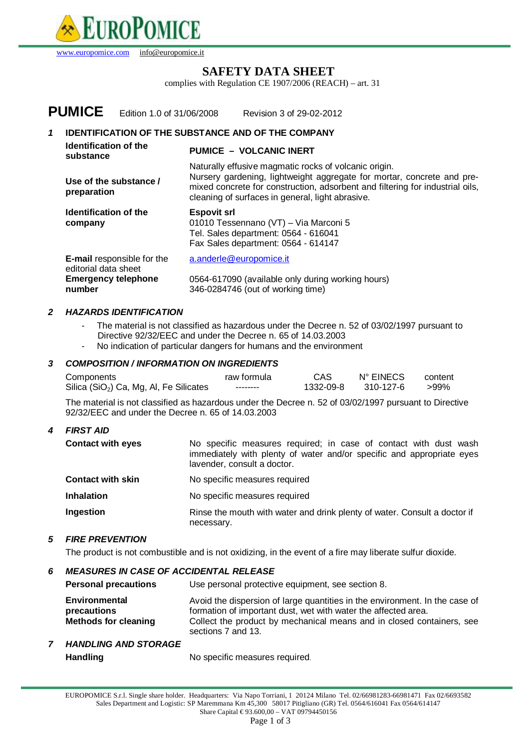EUROPOMICE

www.europomice.com info@europomice.it

# SAFETY DATA SHEET

complies with Regulation CE 1907/2006 (REACH) – art. 31

**PUMICE** Edition 1.0 of 31/06/2008 Revision 3 of 29-02-2012

## 1 IDENTIFICATION OF THE SUBSTANCE AND OF THE COMPANY

| | |
|---|---|
| **Identification of the substance** | **PUMICE – VOLCANIC INERT** |
| **Use of the substance / preparation** | Naturally effusive magmatic rocks of volcanic origin. Nursery gardening, lightweight aggregate for mortar, concrete and pre-mixed concrete for construction, adsorbent and filtering for industrial oils, cleaning of surfaces in general, light abrasive. |
| **Identification of the company** | **Espovit srl**<br>01010 Tessennano (VT) – Via Marconi 5<br>Tel. Sales department: 0564 - 616041<br>Fax Sales department: 0564 - 614147 |
| **E-mail** responsible for the editorial data sheet | a.anderle@europomice.it |
| **Emergency telephone number** | 0564-617090 (available only during working hours)<br>346-0284746 (out of working time) |

## 2 *HAZARDS IDENTIFICATION*

- The material is not classified as hazardous under the Decree n. 52 of 03/02/1997 pursuant to Directive 92/32/EEC and under the Decree n. 65 of 14.03.2003
- No indication of particular dangers for humans and the environment

## 3 *COMPOSITION / INFORMATION ON INGREDIENTS*

| Components | raw formula | CAS | N° EINECS | content |
|---|---|---|---|---|
| Silica ($SiO_2$) Ca, Mg, Al, Fe Silicates | -------- | 1332-09-8 | 310-127-6 | >99% |

The material is not classified as hazardous under the Decree n. 52 of 03/02/1997 pursuant to Directive 92/32/EEC and under the Decree n. 65 of 14.03.2003

## 4 *FIRST AID*

| | |
|---|---|
| **Contact with eyes** | No specific measures required; in case of contact with dust wash immediately with plenty of water and/or specific and appropriate eyes lavender, consult a doctor. |
| **Contact with skin** | No specific measures required |
| **Inhalation** | No specific measures required |
| **Ingestion** | Rinse the mouth with water and drink plenty of water. Consult a doctor if necessary. |

## 5 *FIRE PREVENTION*

The product is not combustible and is not oxidizing, in the event of a fire may liberate sulfur dioxide.

## 6 *MEASURES IN CASE OF ACCIDENTAL RELEASE*

| | |
|---|---|
| **Personal precautions** | Use personal protective equipment, see section 8. |
| **Environmental precautions** | Avoid the dispersion of large quantities in the environment. In the case of formation of important dust, wet with water the affected area. |
| **Methods for cleaning** | Collect the product by mechanical means and in closed containers, see sections 7 and 13. |

## 7 *HANDLING AND STORAGE*

| | |
|---|---|
| **Handling** | No specific measures required. |

EUROPOMICE S.r.l. Single share holder. Headquarters: Via Napo Torriani, 1 20124 Milano Tel. 02/66981283-66981471 Fax 02/6693582
Sales Department and Logistic: SP Maremmana Km 45,300 58017 Pitigliano (GR) Tel. 0564/616041 Fax 0564/614147
Share Capital € 93.600,00 – VAT 09794450156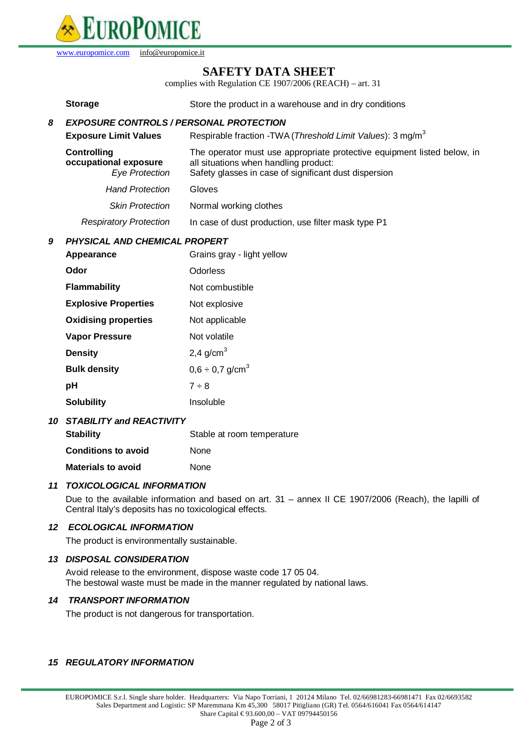| | |
|---|---|
| **Storage** | Store the product in a warehouse and in dry conditions |

## 8 *EXPOSURE CONTROLS / PERSONAL PROTECTION*

| | |
|---|---|
| **Exposure Limit Values** | Respirable fraction -TWA (*Threshold Limit Values*): 3 mg/m$^3$ |
| **Controlling occupational exposure** | The operator must use appropriate protective equipment listed below, in all situations when handling product: |
| *Eye Protection* | Safety glasses in case of significant dust dispersion |
| *Hand Protection* | Gloves |
| *Skin Protection* | Normal working clothes |
| *Respiratory Protection* | In case of dust production, use filter mask type P1 |

## 9 *PHYSICAL AND CHEMICAL PROPERT*

| | |
|---|---|
| **Appearance** | Grains gray - light yellow |
| **Odor** | Odorless |
| **Flammability** | Not combustible |
| **Explosive Properties** | Not explosive |
| **Oxidising properties** | Not applicable |
| **Vapor Pressure** | Not volatile |
| **Density** | 2,4 g/cm$^3$ |
| **Bulk density** | 0,6 ÷ 0,7 g/cm$^3$ |
| **pH** | 7 ÷ 8 |
| **Solubility** | Insoluble |

## 10 *STABILITY and REACTIVITY*

| | |
|---|---|
| **Stability** | Stable at room temperature |
| **Conditions to avoid** | None |
| **Materials to avoid** | None |

## 11 *TOXICOLOGICAL INFORMATION*

Due to the available information and based on art. 31 – annex II CE 1907/2006 (Reach), the lapilli of Central Italy's deposits has no toxicological effects.

## 12 *ECOLOGICAL INFORMATION*

The product is environmentally sustainable.

## 13 *DISPOSAL CONSIDERATION*

Avoid release to the environment, dispose waste code 17 05 04.
The bestowal waste must be made in the manner regulated by national laws.

## 14 *TRANSPORT INFORMATION*

The product is not dangerous for transportation.

## 15 *REGULATORY INFORMATION*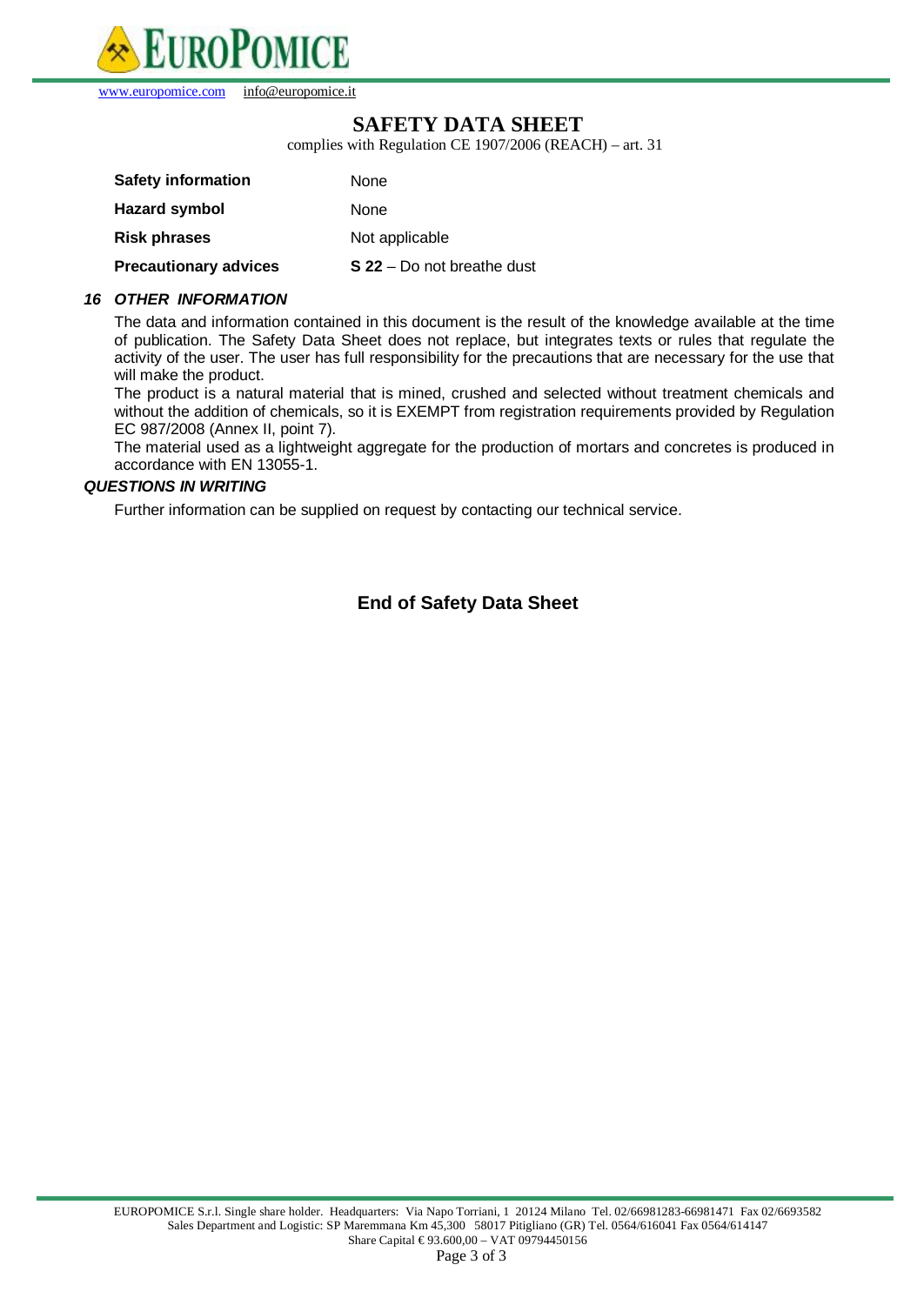## SAFETY DATA SHEET

complies with Regulation CE 1907/2006 (REACH) – art. 31

| | |
|---|---|
| **Safety information** | None |
| **Hazard symbol** | None |
| **Risk phrases** | Not applicable |
| **Precautionary advices** | **S 22** – Do not breathe dust |

### *16 OTHER INFORMATION*

The data and information contained in this document is the result of the knowledge available at the time of publication. The Safety Data Sheet does not replace, but integrates texts or rules that regulate the activity of the user. The user has full responsibility for the precautions that are necessary for the use that will make the product.

The product is a natural material that is mined, crushed and selected without treatment chemicals and without the addition of chemicals, so it is EXEMPT from registration requirements provided by Regulation EC 987/2008 (Annex II, point 7).

The material used as a lightweight aggregate for the production of mortars and concretes is produced in accordance with EN 13055-1.

### *QUESTIONS IN WRITING*

Further information can be supplied on request by contacting our technical service.

**End of Safety Data Sheet**